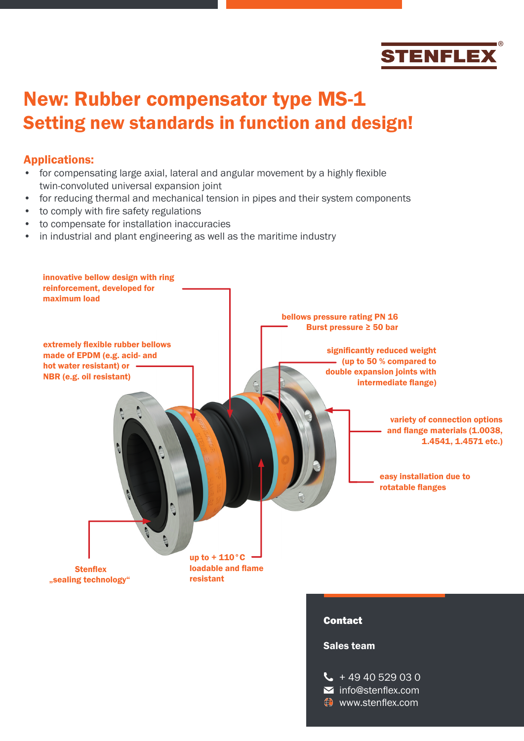STENFLEX®

# New: Rubber compensator type MS-1
## Setting new standards in function and design!

### Applications:

- for compensating large axial, lateral and angular movement by a highly flexible twin-convoluted universal expansion joint
- for reducing thermal and mechanical tension in pipes and their system components
- to comply with fire safety regulations
- to compensate for installation inaccuracies
- in industrial and plant engineering as well as the maritime industry

**innovative bellow design with ring reinforcement, developed for maximum load**

**bellows pressure rating PN 16**
**Burst pressure ≥ 50 bar**

**extremely flexible rubber bellows made of EPDM (e.g. acid- and hot water resistant) or NBR (e.g. oil resistant)**

**significantly reduced weight (up to 50 % compared to double expansion joints with intermediate flange)**

**variety of connection options and flange materials (1.0038, 1.4541, 1.4571 etc.)**

**easy installation due to rotatable flanges**

**Stenflex „sealing technology“**

**up to + 110 °C loadable and flame resistant**

**Contact**

**Sales team**

+ 49 40 529 03 0
info@stenflex.com
www.stenflex.com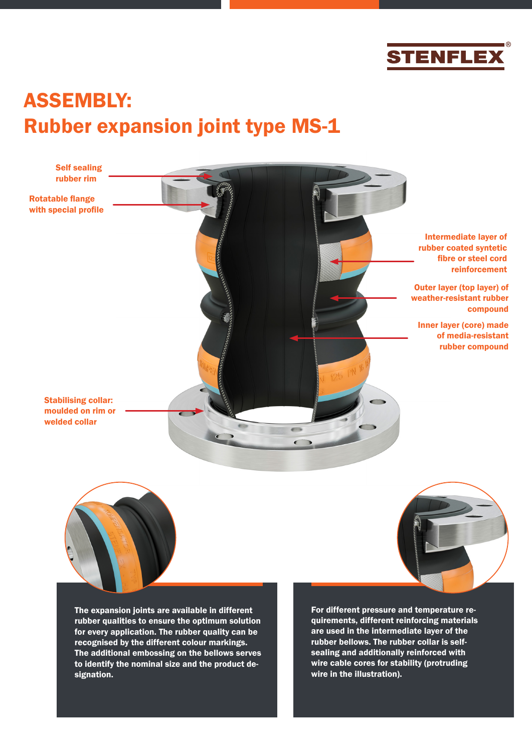# ASSEMBLY:
# Rubber expansion joint type MS-1

Self sealing rubber rim

Rotatable flange with special profile

Intermediate layer of rubber coated syntetic fibre or steel cord reinforcement

Outer layer (top layer) of weather-resistant rubber compound

Inner layer (core) made of media-resistant rubber compound

Stabilising collar: moulded on rim or welded collar

The expansion joints are available in different rubber qualities to ensure the optimum solution for every application. The rubber quality can be recognised by the different colour markings. The additional embossing on the bellows serves to identify the nominal size and the product designation.

For different pressure and temperature requirements, different reinforcing materials are used in the intermediate layer of the rubber bellows. The rubber collar is self-sealing and additionally reinforced with wire cable cores for stability (protruding wire in the illustration).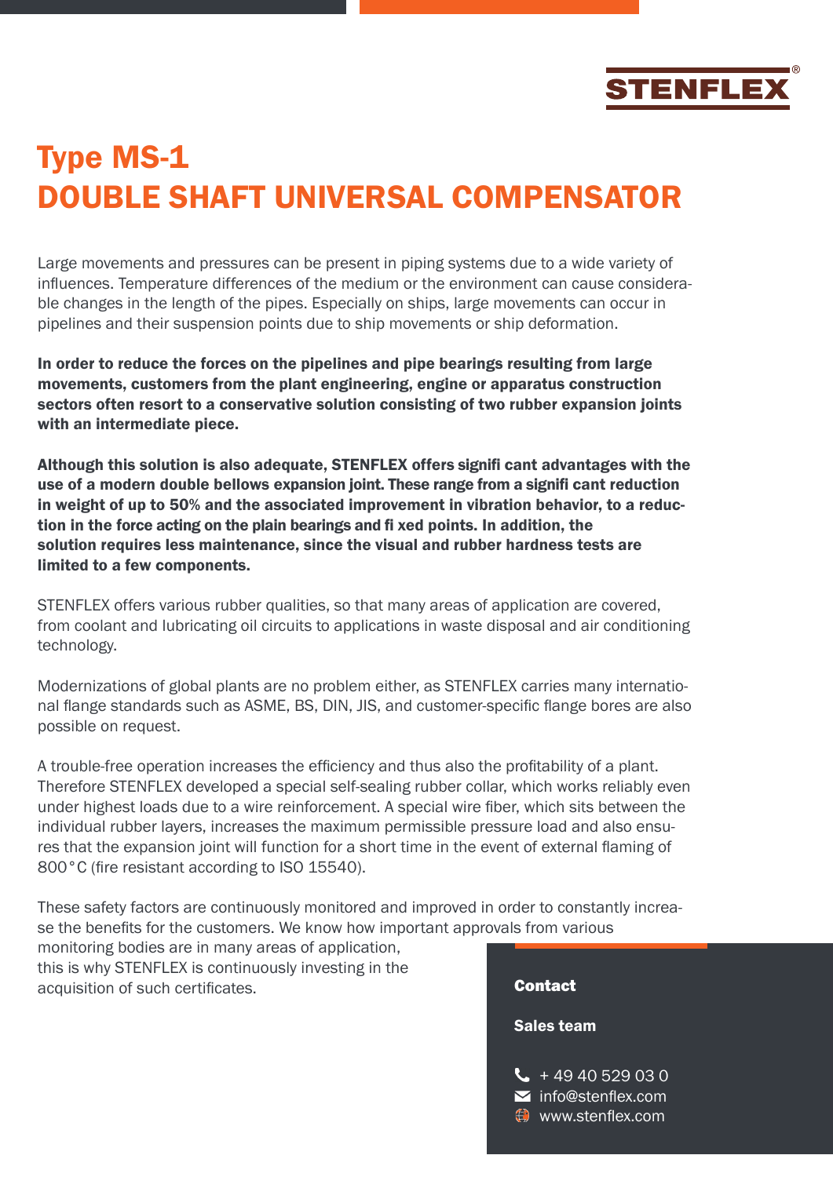# Type MS-1
# DOUBLE SHAFT UNIVERSAL COMPENSATOR

Large movements and pressures can be present in piping systems due to a wide variety of influences. Temperature differences of the medium or the environment can cause considerable changes in the length of the pipes. Especially on ships, large movements can occur in pipelines and their suspension points due to ship movements or ship deformation.

**In order to reduce the forces on the pipelines and pipe bearings resulting from large movements, customers from the plant engineering, engine or apparatus construction sectors often resort to a conservative solution consisting of two rubber expansion joints with an intermediate piece.**

**Although this solution is also adequate, STENFLEX offers signifi cant advantages with the use of a modern double bellows expansion joint. These range from a signifi cant reduction in weight of up to 50% and the associated improvement in vibration behavior, to a reduction in the force acting on the plain bearings and fi xed points. In addition, the solution requires less maintenance, since the visual and rubber hardness tests are limited to a few components.**

STENFLEX offers various rubber qualities, so that many areas of application are covered, from coolant and lubricating oil circuits to applications in waste disposal and air conditioning technology.

Modernizations of global plants are no problem either, as STENFLEX carries many international flange standards such as ASME, BS, DIN, JIS, and customer-specific flange bores are also possible on request.

A trouble-free operation increases the efficiency and thus also the profitability of a plant. Therefore STENFLEX developed a special self-sealing rubber collar, which works reliably even under highest loads due to a wire reinforcement. A special wire fiber, which sits between the individual rubber layers, increases the maximum permissible pressure load and also ensures that the expansion joint will function for a short time in the event of external flaming of 800°C (fire resistant according to ISO 15540).

These safety factors are continuously monitored and improved in order to constantly increase the benefits for the customers. We know how important approvals from various monitoring bodies are in many areas of application, this is why STENFLEX is continuously investing in the acquisition of such certificates.

**Contact**

**Sales team**

+ 49 40 529 03 0
info@stenflex.com
www.stenflex.com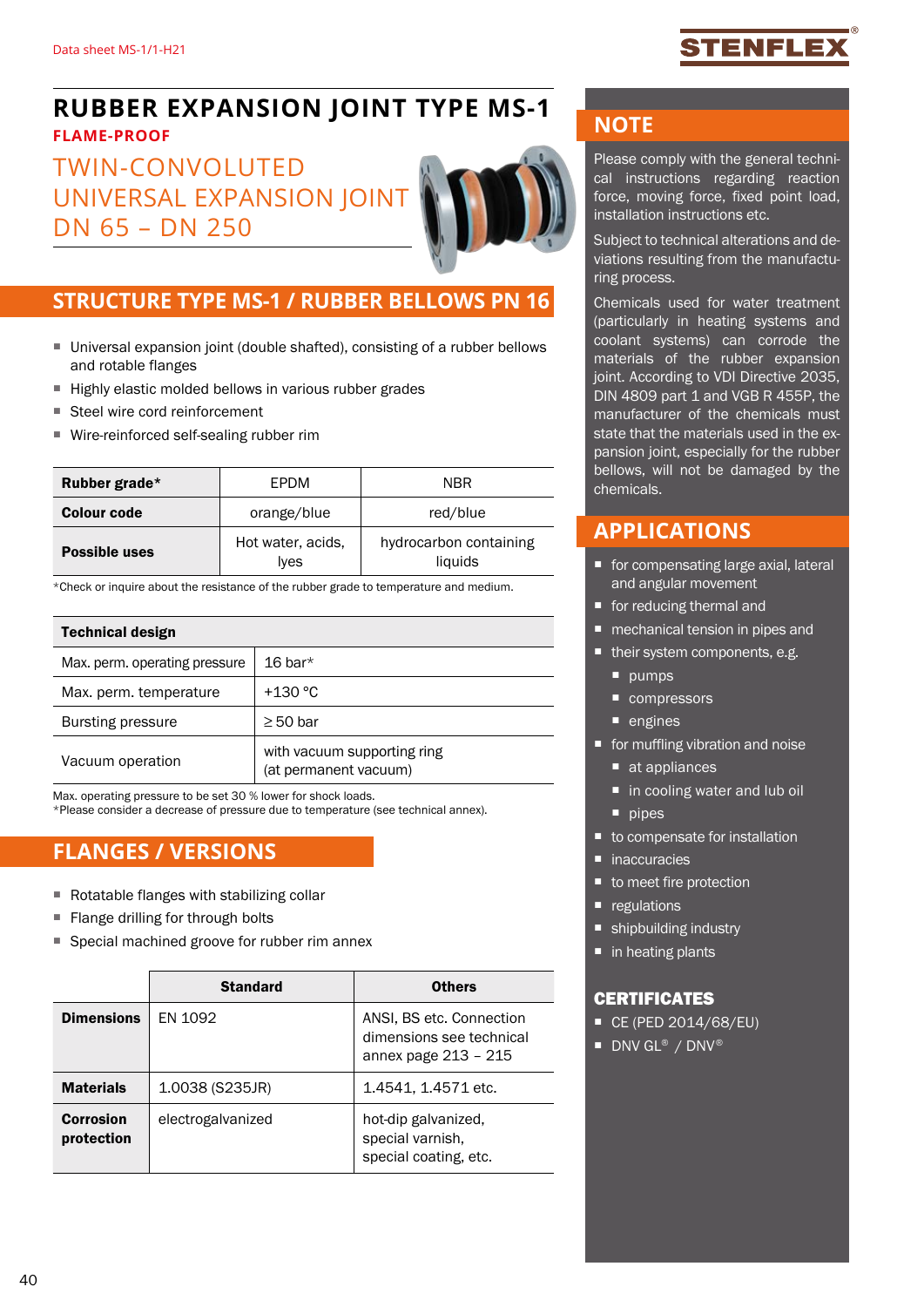# RUBBER EXPANSION JOINT TYPE MS-1

**FLAME-PROOF**

## TWIN-CONVOLUTED UNIVERSAL EXPANSION JOINT DN 65 – DN 250

## STRUCTURE TYPE MS-1 / RUBBER BELLOWS PN 16

- Universal expansion joint (double shafted), consisting of a rubber bellows and rotable flanges
- Highly elastic molded bellows in various rubber grades
- Steel wire cord reinforcement
- Wire-reinforced self-sealing rubber rim

| **Rubber grade*** | EPDM | NBR |
|---|---|---|
| **Colour code** | orange/blue | red/blue |
| **Possible uses** | Hot water, acids, lyes | hydrocarbon containing liquids |

*Check or inquire about the resistance of the rubber grade to temperature and medium.

| **Technical design** | |
|---|---|
| Max. perm. operating pressure | 16 bar* |
| Max. perm. temperature | +130 °C |
| Bursting pressure | ≥ 50 bar |
| Vacuum operation | with vacuum supporting ring (at permanent vacuum) |

Max. operating pressure to be set 30 % lower for shock loads.
*Please consider a decrease of pressure due to temperature (see technical annex).

## FLANGES / VERSIONS

- Rotatable flanges with stabilizing collar
- Flange drilling for through bolts
- Special machined groove for rubber rim annex

| | **Standard** | **Others** |
|---|---|---|
| **Dimensions** | EN 1092 | ANSI, BS etc. Connection dimensions see technical annex page 213 – 215 |
| **Materials** | 1.0038 (S235JR) | 1.4541, 1.4571 etc. |
| **Corrosion protection** | electrogalvanized | hot-dip galvanized, special varnish, special coating, etc. |

## NOTE

Please comply with the general technical instructions regarding reaction force, moving force, fixed point load, installation instructions etc.

Subject to technical alterations and deviations resulting from the manufacturing process.

Chemicals used for water treatment (particularly in heating systems and coolant systems) can corrode the materials of the rubber expansion joint. According to VDI Directive 2035, DIN 4809 part 1 and VGB R 455P, the manufacturer of the chemicals must state that the materials used in the expansion joint, especially for the rubber bellows, will not be damaged by the chemicals.

## APPLICATIONS

- for compensating large axial, lateral and angular movement
- for reducing thermal and
- mechanical tension in pipes and
- their system components, e.g.
  - pumps
  - compressors
  - engines
- for muffling vibration and noise
  - at appliances
  - in cooling water and lub oil
  - pipes
- to compensate for installation
- inaccuracies
- to meet fire protection
- regulations
- shipbuilding industry
- in heating plants

### CERTIFICATES

- CE (PED 2014/68/EU)
- DNV GL® / DNV®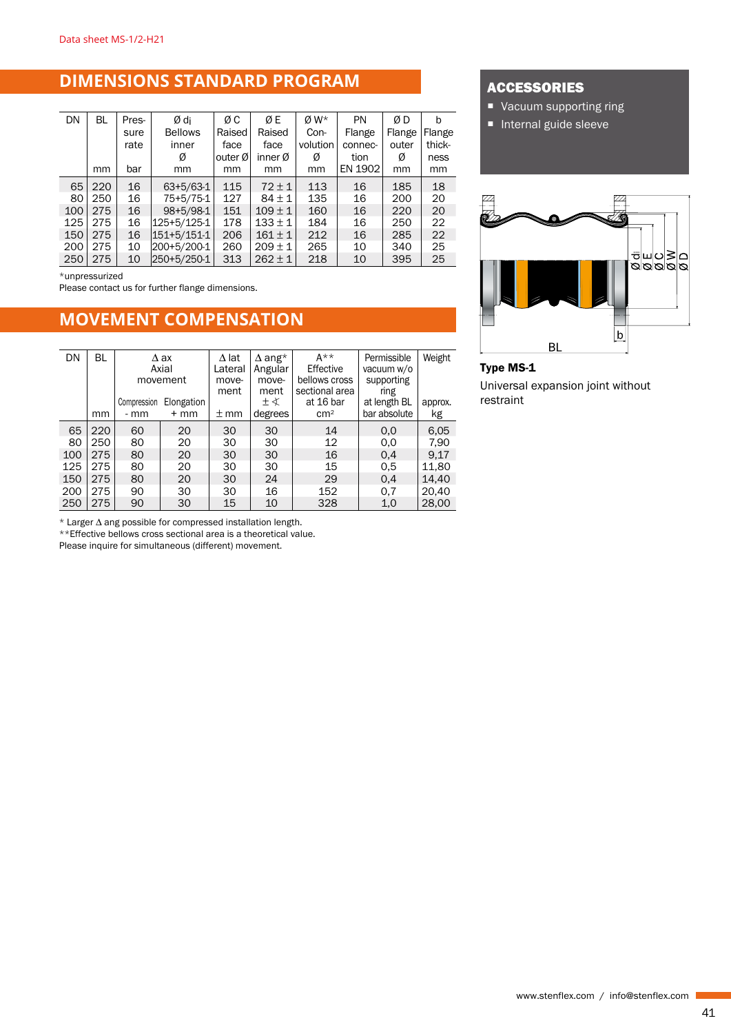Data sheet MS-1/2-H21

## DIMENSIONS STANDARD PROGRAM

| DN | BL mm | Pressure rate bar | Ø $d_i$ Bellows inner Ø mm | Ø C Raised face outer Ø mm | Ø E Raised face inner Ø mm | Ø W* Convolution Ø mm | PN Flange connection EN 1902 | Ø D Flange outer Ø mm | b Flange thickness mm |
|---|---|---|---|---|---|---|---|---|---|
| 65 | 220 | 16 | 63+5/63-1 | 115 | 72 ± 1 | 113 | 16 | 185 | 18 |
| 80 | 250 | 16 | 75+5/75-1 | 127 | 84 ± 1 | 135 | 16 | 200 | 20 |
| 100 | 275 | 16 | 98+5/98-1 | 151 | 109 ± 1 | 160 | 16 | 220 | 20 |
| 125 | 275 | 16 | 125+5/125-1 | 178 | 133 ± 1 | 184 | 16 | 250 | 22 |
| 150 | 275 | 16 | 151+5/151-1 | 206 | 161 ± 1 | 212 | 16 | 285 | 22 |
| 200 | 275 | 10 | 200+5/200-1 | 260 | 209 ± 1 | 265 | 10 | 340 | 25 |
| 250 | 275 | 10 | 250+5/250-1 | 313 | 262 ± 1 | 218 | 10 | 395 | 25 |

*unpressurized

Please contact us for further flange dimensions.

## MOVEMENT COMPENSATION

| DN | BL | Δ ax Axial movement | | Δ lat Lateral movement | Δ ang* Angular movement | A** Effective bellows cross sectional area at 16 bar | Permissible vacuum w/o supporting ring at length BL | Weight |
|---|---|---|---|---|---|---|---|---|
| | mm | Compression - mm | Elongation + mm | ± mm | ± ∢ degrees | cm² | bar absolute | approx. kg |
| 65 | 220 | 60 | 20 | 30 | 30 | 14 | 0,0 | 6,05 |
| 80 | 250 | 80 | 20 | 30 | 30 | 12 | 0,0 | 7,90 |
| 100 | 275 | 80 | 20 | 30 | 30 | 16 | 0,4 | 9,17 |
| 125 | 275 | 80 | 20 | 30 | 30 | 15 | 0,5 | 11,80 |
| 150 | 275 | 80 | 20 | 30 | 24 | 29 | 0,4 | 14,40 |
| 200 | 275 | 90 | 30 | 30 | 16 | 152 | 0,7 | 20,40 |
| 250 | 275 | 90 | 30 | 15 | 10 | 328 | 1,0 | 28,00 |

\* Larger Δ ang possible for compressed installation length.
**Effective bellows cross sectional area is a theoretical value.
Please inquire for simultaneous (different) movement.

## ACCESSORIES

- Vacuum supporting ring
- Internal guide sleeve

Ø di
Ø E
Ø C
Ø W
Ø D
b
BL

**Type MS-1**

Universal expansion joint without restraint

www.stenflex.com / info@stenflex.com